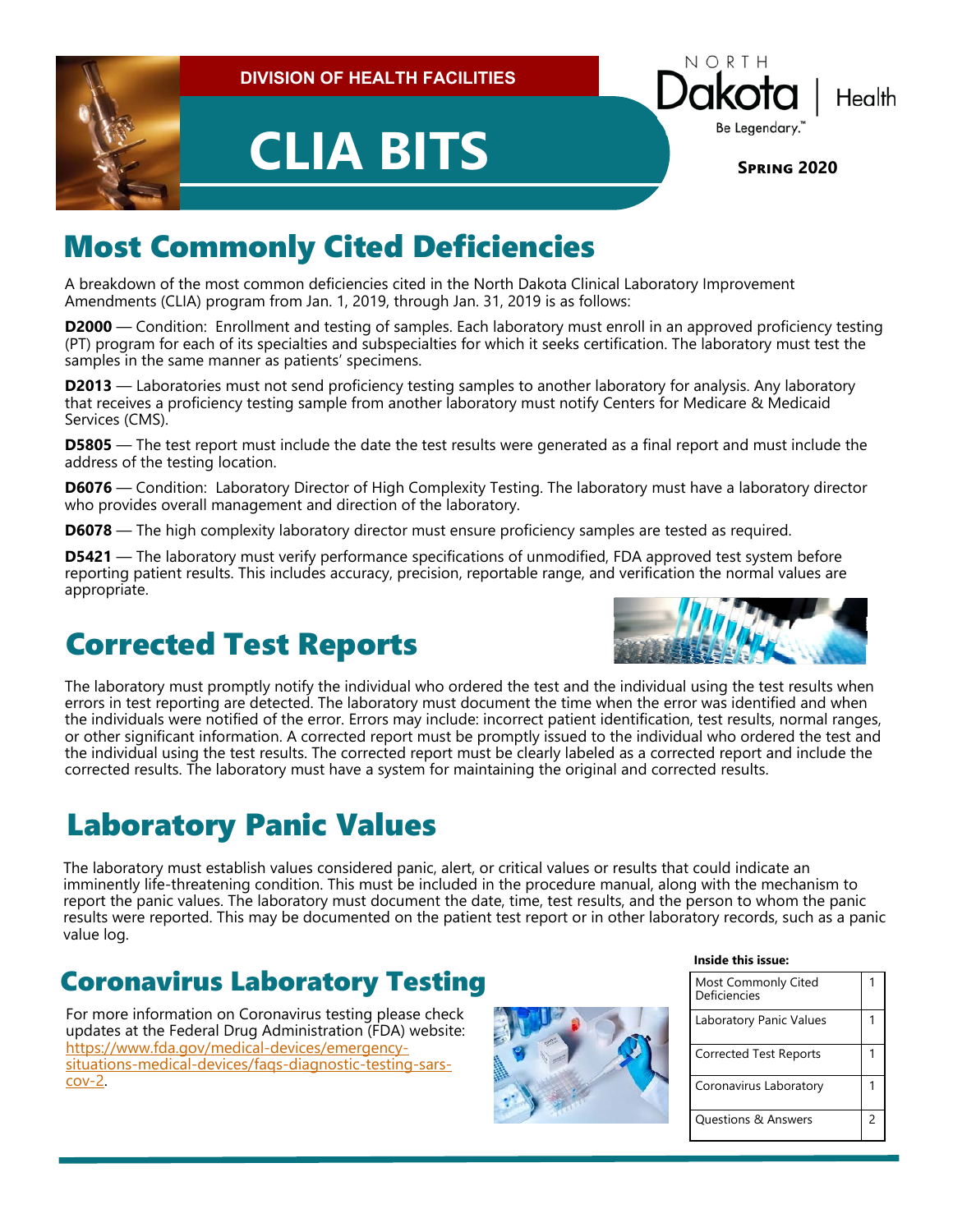DIVISION OF HEALTH FACILITIES

# CLIA BITS

NORTH Dakota | Health
Be Legendary.™

**Spring 2020**

## Most Commonly Cited Deficiencies

A breakdown of the most common deficiencies cited in the North Dakota Clinical Laboratory Improvement Amendments (CLIA) program from Jan. 1, 2019, through Jan. 31, 2019 is as follows:

**D2000** — Condition: Enrollment and testing of samples. Each laboratory must enroll in an approved proficiency testing (PT) program for each of its specialties and subspecialties for which it seeks certification. The laboratory must test the samples in the same manner as patients' specimens.

**D2013** — Laboratories must not send proficiency testing samples to another laboratory for analysis. Any laboratory that receives a proficiency testing sample from another laboratory must notify Centers for Medicare & Medicaid Services (CMS).

**D5805** — The test report must include the date the test results were generated as a final report and must include the address of the testing location.

**D6076** — Condition: Laboratory Director of High Complexity Testing. The laboratory must have a laboratory director who provides overall management and direction of the laboratory.

**D6078** — The high complexity laboratory director must ensure proficiency samples are tested as required.

**D5421** — The laboratory must verify performance specifications of unmodified, FDA approved test system before reporting patient results. This includes accuracy, precision, reportable range, and verification the normal values are appropriate.

## Corrected Test Reports

The laboratory must promptly notify the individual who ordered the test and the individual using the test results when errors in test reporting are detected. The laboratory must document the time when the error was identified and when the individuals were notified of the error. Errors may include: incorrect patient identification, test results, normal ranges, or other significant information. A corrected report must be promptly issued to the individual who ordered the test and the individual using the test results. The corrected report must be clearly labeled as a corrected report and include the corrected results. The laboratory must have a system for maintaining the original and corrected results.

## Laboratory Panic Values

The laboratory must establish values considered panic, alert, or critical values or results that could indicate an imminently life-threatening condition. This must be included in the procedure manual, along with the mechanism to report the panic values. The laboratory must document the date, time, test results, and the person to whom the panic results were reported. This may be documented on the patient test report or in other laboratory records, such as a panic value log.

## Coronavirus Laboratory Testing

For more information on Coronavirus testing please check updates at the Federal Drug Administration (FDA) website: https://www.fda.gov/medical-devices/emergency-situations-medical-devices/faqs-diagnostic-testing-sars-cov-2.

**Inside this issue:**

| | |
|---|---|
| Most Commonly Cited Deficiencies | 1 |
| Laboratory Panic Values | 1 |
| Corrected Test Reports | 1 |
| Coronavirus Laboratory | 1 |
| Questions & Answers | 2 |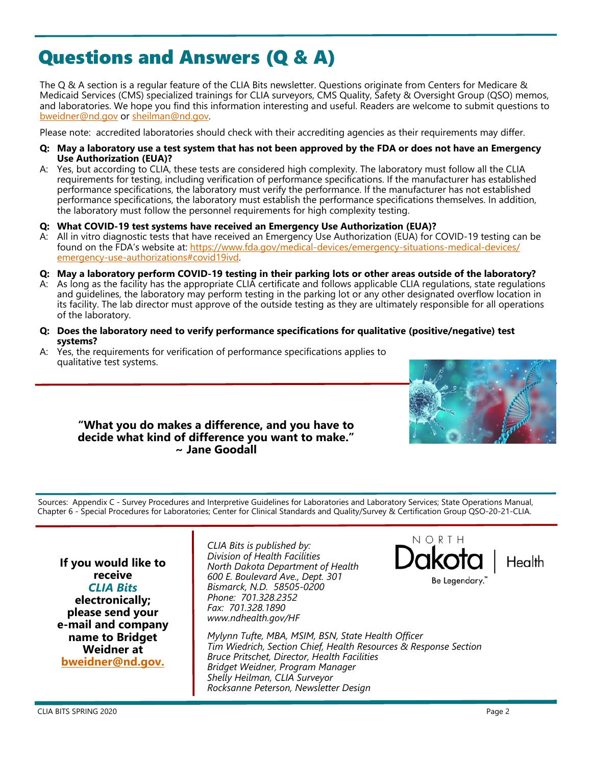# Questions and Answers (Q & A)

The Q & A section is a regular feature of the CLIA Bits newsletter. Questions originate from Centers for Medicare & Medicaid Services (CMS) specialized trainings for CLIA surveyors, CMS Quality, Safety & Oversight Group (QSO) memos, and laboratories. We hope you find this information interesting and useful. Readers are welcome to submit questions to bweidner@nd.gov or sheilman@nd.gov.

Please note: accredited laboratories should check with their accrediting agencies as their requirements may differ.

**Q: May a laboratory use a test system that has not been approved by the FDA or does not have an Emergency Use Authorization (EUA)?**

A: Yes, but according to CLIA, these tests are considered high complexity. The laboratory must follow all the CLIA requirements for testing, including verification of performance specifications. If the manufacturer has established performance specifications, the laboratory must verify the performance. If the manufacturer has not established performance specifications, the laboratory must establish the performance specifications themselves. In addition, the laboratory must follow the personnel requirements for high complexity testing.

**Q: What COVID-19 test systems have received an Emergency Use Authorization (EUA)?**

A: All in vitro diagnostic tests that have received an Emergency Use Authorization (EUA) for COVID-19 testing can be found on the FDA's website at: https://www.fda.gov/medical-devices/emergency-situations-medical-devices/emergency-use-authorizations#covid19ivd.

**Q: May a laboratory perform COVID-19 testing in their parking lots or other areas outside of the laboratory?**

A: As long as the facility has the appropriate CLIA certificate and follows applicable CLIA regulations, state regulations and guidelines, the laboratory may perform testing in the parking lot or any other designated overflow location in its facility. The lab director must approve of the outside testing as they are ultimately responsible for all operations of the laboratory.

**Q: Does the laboratory need to verify performance specifications for qualitative (positive/negative) test systems?**

A: Yes, the requirements for verification of performance specifications applies to qualitative test systems.

**"What you do makes a difference, and you have to decide what kind of difference you want to make."**
**~ Jane Goodall**

Sources: Appendix C - Survey Procedures and Interpretive Guidelines for Laboratories and Laboratory Services; State Operations Manual, Chapter 6 - Special Procedures for Laboratories; Center for Clinical Standards and Quality/Survey & Certification Group QSO-20-21-CLIA.

**If you would like to receive *CLIA Bits* electronically; please send your e-mail and company name to Bridget Weidner at bweidner@nd.gov.**

*CLIA Bits is published by:*
*Division of Health Facilities*
*North Dakota Department of Health*
*600 E. Boulevard Ave., Dept. 301*
*Bismarck, N.D. 58505-0200*
*Phone: 701.328.2352*
*Fax: 701.328.1890*
*www.ndhealth.gov/HF*

NORTH Dakota | Health
Be Legendary.™

*Mylynn Tufte, MBA, MSIM, BSN, State Health Officer*
*Tim Wiedrich, Section Chief, Health Resources & Response Section*
*Bruce Pritschet, Director, Health Facilities*
*Bridget Weidner, Program Manager*
*Shelly Heilman, CLIA Surveyor*
*Rocksanne Peterson, Newsletter Design*